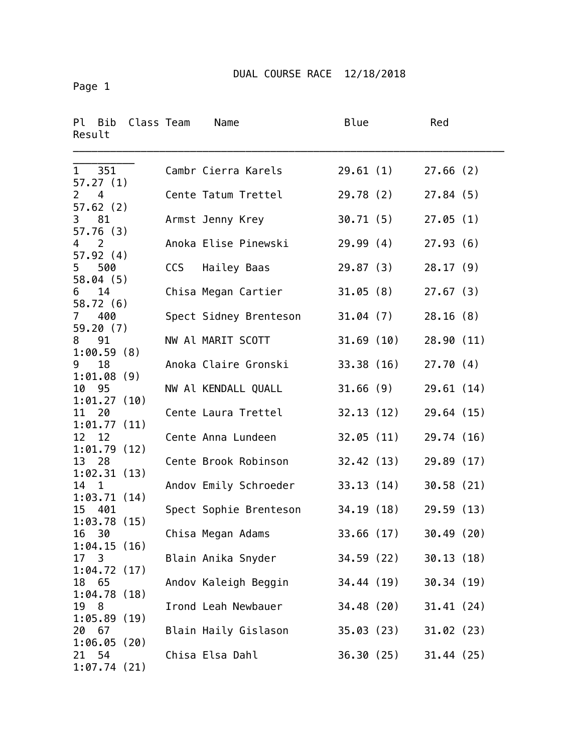# DUAL COURSE RACE 12/18/2018

| Pl | Bib | Class | Team | Name | Blue | Red | Result |
|---|---|---|---|---|---|---|---|
| 1 | 351 | | Cambr | Cierra Karels | 29.61 (1) | 27.66 (2) | 57.27 (1) |
| 2 | 4 | | Cente | Tatum Trettel | 29.78 (2) | 27.84 (5) | 57.62 (2) |
| 3 | 81 | | Armst | Jenny Krey | 30.71 (5) | 27.05 (1) | 57.76 (3) |
| 4 | 2 | | Anoka | Elise Pinewski | 29.99 (4) | 27.93 (6) | 57.92 (4) |
| 5 | 500 | | CCS | Hailey Baas | 29.87 (3) | 28.17 (9) | 58.04 (5) |
| 6 | 14 | | Chisa | Megan Cartier | 31.05 (8) | 27.67 (3) | 58.72 (6) |
| 7 | 400 | | Spect | Sidney Brenteson | 31.04 (7) | 28.16 (8) | 59.20 (7) |
| 8 | 91 | | NW Al | MARIT SCOTT | 31.69 (10) | 28.90 (11) | 1:00.59 (8) |
| 9 | 18 | | Anoka | Claire Gronski | 33.38 (16) | 27.70 (4) | 1:01.08 (9) |
| 10 | 95 | | NW Al | KENDALL QUALL | 31.66 (9) | 29.61 (14) | 1:01.27 (10) |
| 11 | 20 | | Cente | Laura Trettel | 32.13 (12) | 29.64 (15) | 1:01.77 (11) |
| 12 | 12 | | Cente | Anna Lundeen | 32.05 (11) | 29.74 (16) | 1:01.79 (12) |
| 13 | 28 | | Cente | Brook Robinson | 32.42 (13) | 29.89 (17) | 1:02.31 (13) |
| 14 | 1 | | Andov | Emily Schroeder | 33.13 (14) | 30.58 (21) | 1:03.71 (14) |
| 15 | 401 | | Spect | Sophie Brenteson | 34.19 (18) | 29.59 (13) | 1:03.78 (15) |
| 16 | 30 | | Chisa | Megan Adams | 33.66 (17) | 30.49 (20) | 1:04.15 (16) |
| 17 | 3 | | Blain | Anika Snyder | 34.59 (22) | 30.13 (18) | 1:04.72 (17) |
| 18 | 65 | | Andov | Kaleigh Beggin | 34.44 (19) | 30.34 (19) | 1:04.78 (18) |
| 19 | 8 | | Irond | Leah Newbauer | 34.48 (20) | 31.41 (24) | 1:05.89 (19) |
| 20 | 67 | | Blain | Haily Gislason | 35.03 (23) | 31.02 (23) | 1:06.05 (20) |
| 21 | 54 | | Chisa | Elsa Dahl | 36.30 (25) | 31.44 (25) | 1:07.74 (21) |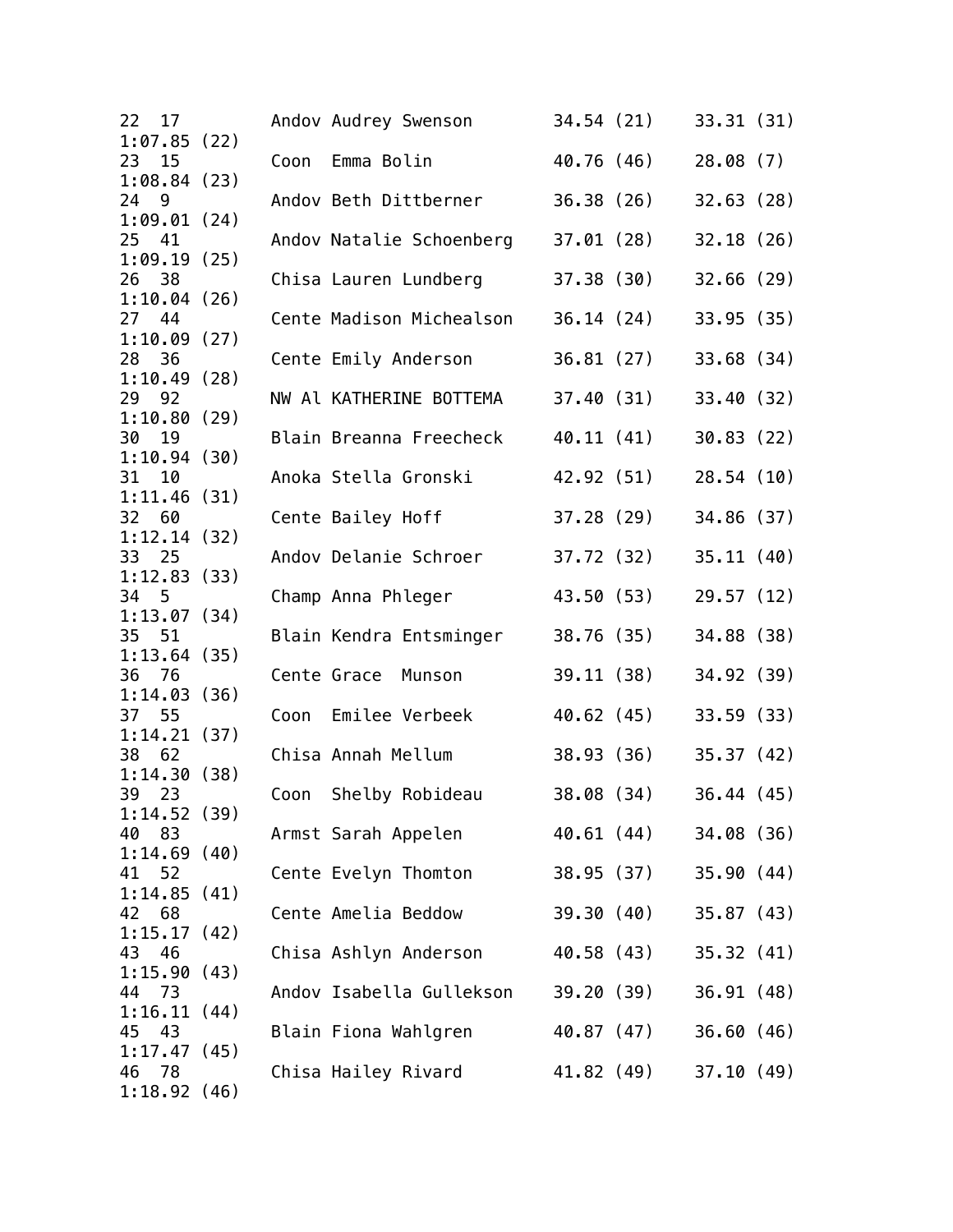```
22  17         Andov Audrey Swenson       34.54 (21)    33.31 (31)
1:07.85 (22)
23  15         Coon  Emma Bolin           40.76 (46)    28.08 (7)
1:08.84 (23)
24  9          Andov Beth Dittberner      36.38 (26)    32.63 (28)
1:09.01 (24)
25  41         Andov Natalie Schoenberg   37.01 (28)    32.18 (26)
1:09.19 (25)
26  38         Chisa Lauren Lundberg      37.38 (30)    32.66 (29)
1:10.04 (26)
27  44         Cente Madison Michealson   36.14 (24)    33.95 (35)
1:10.09 (27)
28  36         Cente Emily Anderson       36.81 (27)    33.68 (34)
1:10.49 (28)
29  92         NW Al KATHERINE BOTTEMA    37.40 (31)    33.40 (32)
1:10.80 (29)
30  19         Blain Breanna Freecheck    40.11 (41)    30.83 (22)
1:10.94 (30)
31  10         Anoka Stella Gronski       42.92 (51)    28.54 (10)
1:11.46 (31)
32  60         Cente Bailey Hoff          37.28 (29)    34.86 (37)
1:12.14 (32)
33  25         Andov Delanie Schroer      37.72 (32)    35.11 (40)
1:12.83 (33)
34  5          Champ Anna Phleger         43.50 (53)    29.57 (12)
1:13.07 (34)
35  51         Blain Kendra Entsminger    38.76 (35)    34.88 (38)
1:13.64 (35)
36  76         Cente Grace  Munson        39.11 (38)    34.92 (39)
1:14.03 (36)
37  55         Coon  Emilee Verbeek       40.62 (45)    33.59 (33)
1:14.21 (37)
38  62         Chisa Annah Mellum         38.93 (36)    35.37 (42)
1:14.30 (38)
39  23         Coon  Shelby Robideau      38.08 (34)    36.44 (45)
1:14.52 (39)
40  83         Armst Sarah Appelen        40.61 (44)    34.08 (36)
1:14.69 (40)
41  52         Cente Evelyn Thomton       38.95 (37)    35.90 (44)
1:14.85 (41)
42  68         Cente Amelia Beddow        39.30 (40)    35.87 (43)
1:15.17 (42)
43  46         Chisa Ashlyn Anderson      40.58 (43)    35.32 (41)
1:15.90 (43)
44  73         Andov Isabella Gullekson   39.20 (39)    36.91 (48)
1:16.11 (44)
45  43         Blain Fiona Wahlgren       40.87 (47)    36.60 (46)
1:17.47 (45)
46  78         Chisa Hailey Rivard        41.82 (49)    37.10 (49)
1:18.92 (46)
```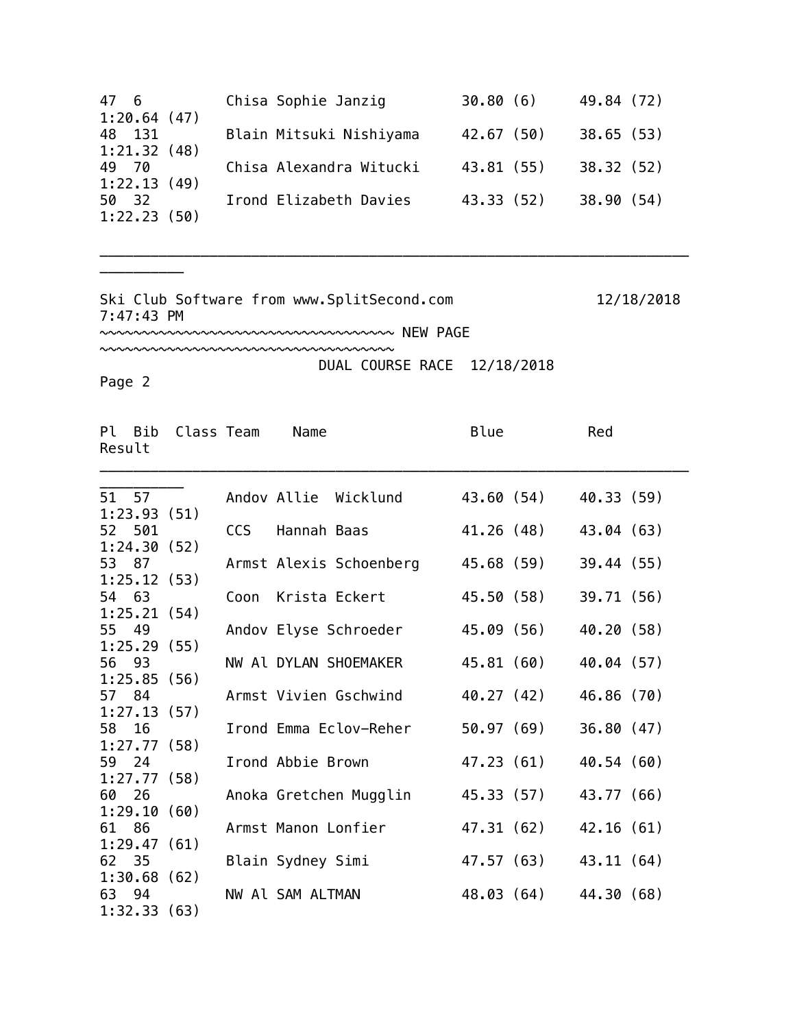| Pl | Bib | Class | Team | Name | Blue | Red | Result |
|---|---|---|---|---|---|---|---|
| 47 | 6 | | Chisa | Sophie Janzig | 30.80 (6) | 49.84 (72) | 1:20.64 (47) |
| 48 | 131 | | Blain | Mitsuki Nishiyama | 42.67 (50) | 38.65 (53) | 1:21.32 (48) |
| 49 | 70 | | Chisa | Alexandra Witucki | 43.81 (55) | 38.32 (52) | 1:22.13 (49) |
| 50 | 32 | | Irond | Elizabeth Davies | 43.33 (52) | 38.90 (54) | 1:22.23 (50) |

Ski Club Software from www.SplitSecond.com 12/18/2018 7:47:43 PM

~~~~~~~~~~~~~~~~~~~~~~~~~~~~~~~~~~~ NEW PAGE ~~~~~~~~~~~~~~~~~~~~~~~~~~~~~~~~~~~

DUAL COURSE RACE 12/18/2018

Page 2

| Pl | Bib | Class | Team | Name | Blue | Red | Result |
|---|---|---|---|---|---|---|---|
| 51 | 57 | | Andov | Allie Wicklund | 43.60 (54) | 40.33 (59) | 1:23.93 (51) |
| 52 | 501 | | CCS | Hannah Baas | 41.26 (48) | 43.04 (63) | 1:24.30 (52) |
| 53 | 87 | | Armst | Alexis Schoenberg | 45.68 (59) | 39.44 (55) | 1:25.12 (53) |
| 54 | 63 | | Coon | Krista Eckert | 45.50 (58) | 39.71 (56) | 1:25.21 (54) |
| 55 | 49 | | Andov | Elyse Schroeder | 45.09 (56) | 40.20 (58) | 1:25.29 (55) |
| 56 | 93 | | NW Al | DYLAN SHOEMAKER | 45.81 (60) | 40.04 (57) | 1:25.85 (56) |
| 57 | 84 | | Armst | Vivien Gschwind | 40.27 (42) | 46.86 (70) | 1:27.13 (57) |
| 58 | 16 | | Irond | Emma Eclov-Reher | 50.97 (69) | 36.80 (47) | 1:27.77 (58) |
| 59 | 24 | | Irond | Abbie Brown | 47.23 (61) | 40.54 (60) | 1:27.77 (58) |
| 60 | 26 | | Anoka | Gretchen Mugglin | 45.33 (57) | 43.77 (66) | 1:29.10 (60) |
| 61 | 86 | | Armst | Manon Lonfier | 47.31 (62) | 42.16 (61) | 1:29.47 (61) |
| 62 | 35 | | Blain | Sydney Simi | 47.57 (63) | 43.11 (64) | 1:30.68 (62) |
| 63 | 94 | | NW Al | SAM ALTMAN | 48.03 (64) | 44.30 (68) | 1:32.33 (63) |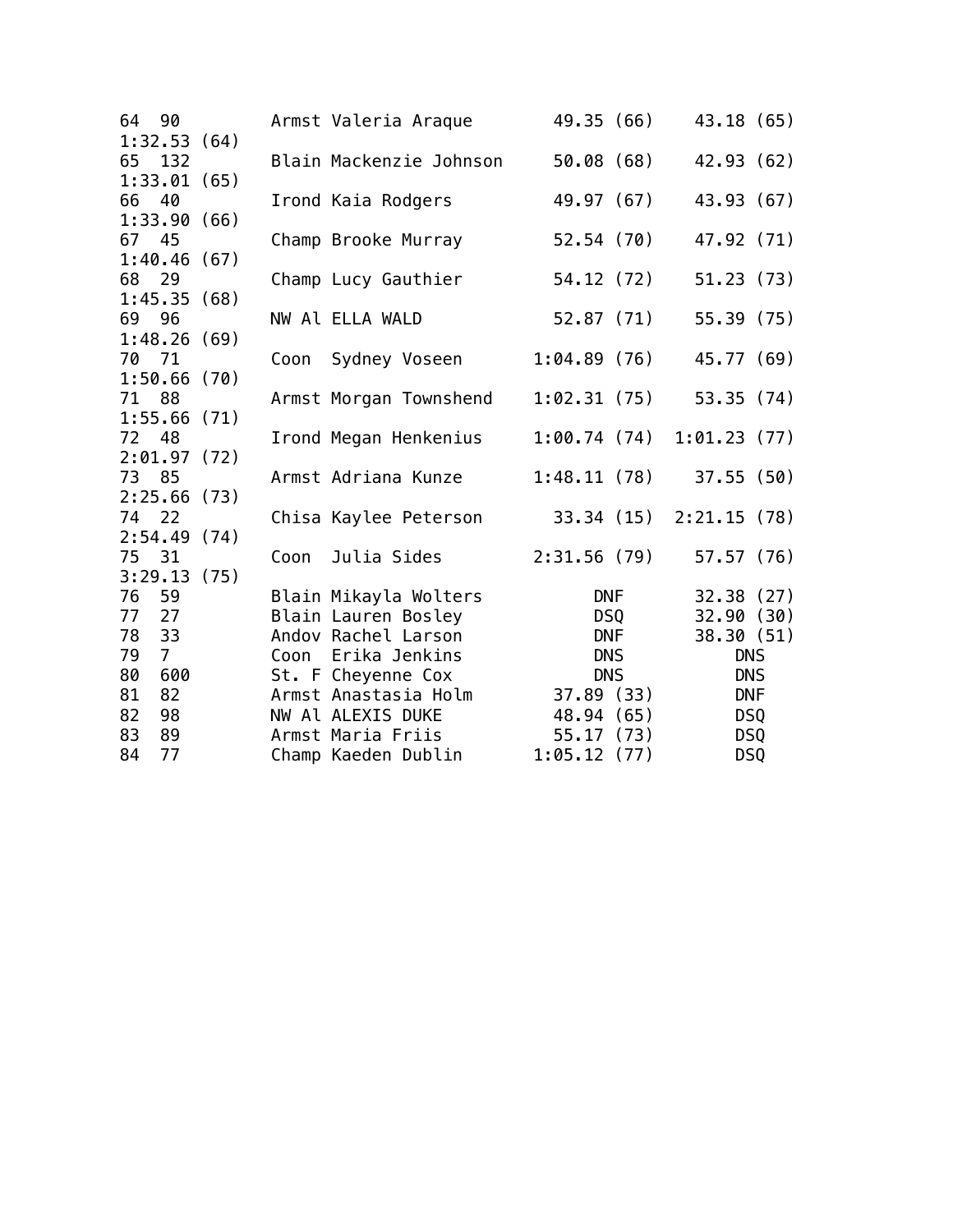```
64  90        Armst Valeria Araque        49.35 (66)    43.18 (65)
1:32.53 (64)
65  132       Blain Mackenzie Johnson     50.08 (68)    42.93 (62)
1:33.01 (65)
66  40        Irond Kaia Rodgers          49.97 (67)    43.93 (67)
1:33.90 (66)
67  45        Champ Brooke Murray         52.54 (70)    47.92 (71)
1:40.46 (67)
68  29        Champ Lucy Gauthier         54.12 (72)    51.23 (73)
1:45.35 (68)
69  96        NW Al ELLA WALD             52.87 (71)    55.39 (75)
1:48.26 (69)
70  71        Coon  Sydney Voseen       1:04.89 (76)    45.77 (69)
1:50.66 (70)
71  88        Armst Morgan Townshend    1:02.31 (75)    53.35 (74)
1:55.66 (71)
72  48        Irond Megan Henkenius     1:00.74 (74)  1:01.23 (77)
2:01.97 (72)
73  85        Armst Adriana Kunze       1:48.11 (78)    37.55 (50)
2:25.66 (73)
74  22        Chisa Kaylee Peterson       33.34 (15)  2:21.15 (78)
2:54.49 (74)
75  31        Coon  Julia Sides         2:31.56 (79)    57.57 (76)
3:29.13 (75)
76  59        Blain Mikayla Wolters          DNF        32.38 (27)
77  27        Blain Lauren Bosley            DSQ        32.90 (30)
78  33        Andov Rachel Larson            DNF        38.30 (51)
79  7         Coon  Erika Jenkins            DNS           DNS
80  600       St. F Cheyenne Cox             DNS           DNS
81  82        Armst Anastasia Holm        37.89 (33)       DNF
82  98        NW Al ALEXIS DUKE           48.94 (65)       DSQ
83  89        Armst Maria Friis           55.17 (73)       DSQ
84  77        Champ Kaeden Dublin       1:05.12 (77)       DSQ
```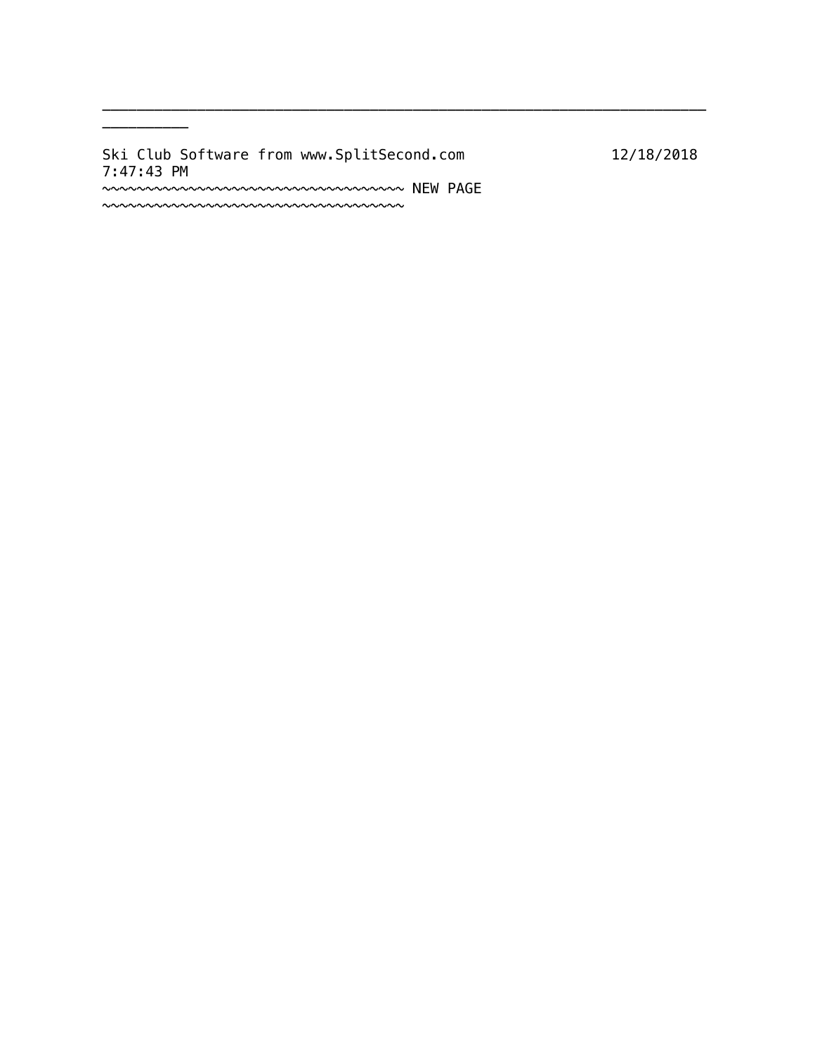______________________________________________________________________

Ski Club Software from www.SplitSecond.com 12/18/2018 7:47:43 PM

~~~~~~~~~~~~~~~~~~~~~~~~~~~~~~~~~~~~ NEW PAGE ~~~~~~~~~~~~~~~~~~~~~~~~~~~~~~~~~~~~